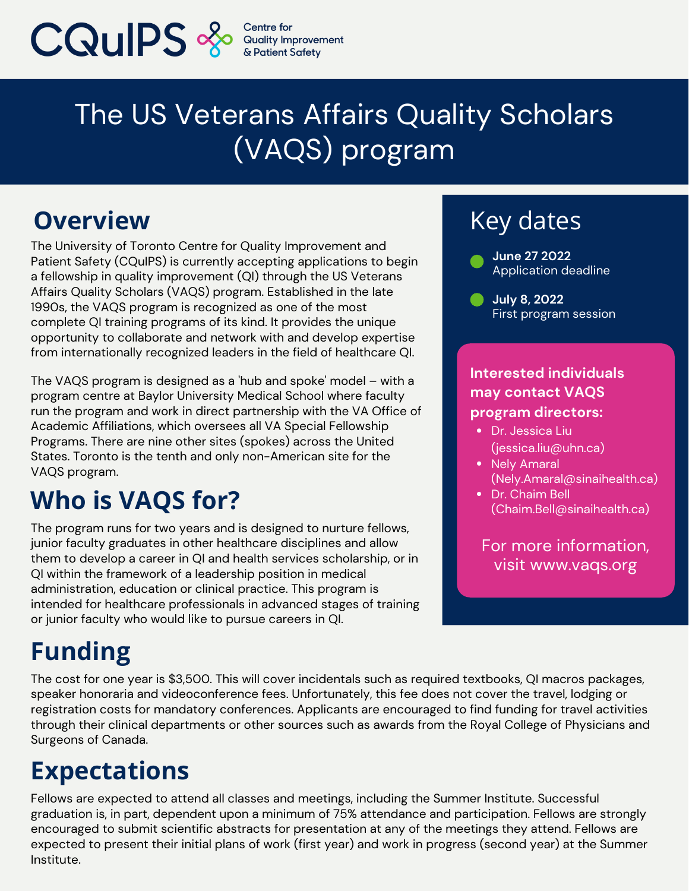CQuIPS Centre for Quality Improvement & Patient Safety

# The US Veterans Affairs Quality Scholars (VAQS) program

## Overview

The University of Toronto Centre for Quality Improvement and Patient Safety (CQuIPS) is currently accepting applications to begin a fellowship in quality improvement (QI) through the US Veterans Affairs Quality Scholars (VAQS) program. Established in the late 1990s, the VAQS program is recognized as one of the most complete QI training programs of its kind. It provides the unique opportunity to collaborate and network with and develop expertise from internationally recognized leaders in the field of healthcare QI.

The VAQS program is designed as a 'hub and spoke' model – with a program centre at Baylor University Medical School where faculty run the program and work in direct partnership with the VA Office of Academic Affiliations, which oversees all VA Special Fellowship Programs. There are nine other sites (spokes) across the United States. Toronto is the tenth and only non-American site for the VAQS program.

## Who is VAQS for?

The program runs for two years and is designed to nurture fellows, junior faculty graduates in other healthcare disciplines and allow them to develop a career in QI and health services scholarship, or in QI within the framework of a leadership position in medical administration, education or clinical practice. This program is intended for healthcare professionals in advanced stages of training or junior faculty who would like to pursue careers in QI.

## Key dates

- **June 27 2022**
  Application deadline
- **July 8, 2022**
  First program session

**Interested individuals may contact VAQS program directors:**

- Dr. Jessica Liu (jessica.liu@uhn.ca)
- Nely Amaral (Nely.Amaral@sinaihealth.ca)
- Dr. Chaim Bell (Chaim.Bell@sinaihealth.ca)

For more information, visit www.vaqs.org

## Funding

The cost for one year is $3,500. This will cover incidentals such as required textbooks, QI macros packages, speaker honoraria and videoconference fees. Unfortunately, this fee does not cover the travel, lodging or registration costs for mandatory conferences. Applicants are encouraged to find funding for travel activities through their clinical departments or other sources such as awards from the Royal College of Physicians and Surgeons of Canada.

## Expectations

Fellows are expected to attend all classes and meetings, including the Summer Institute. Successful graduation is, in part, dependent upon a minimum of 75% attendance and participation. Fellows are strongly encouraged to submit scientific abstracts for presentation at any of the meetings they attend. Fellows are expected to present their initial plans of work (first year) and work in progress (second year) at the Summer Institute.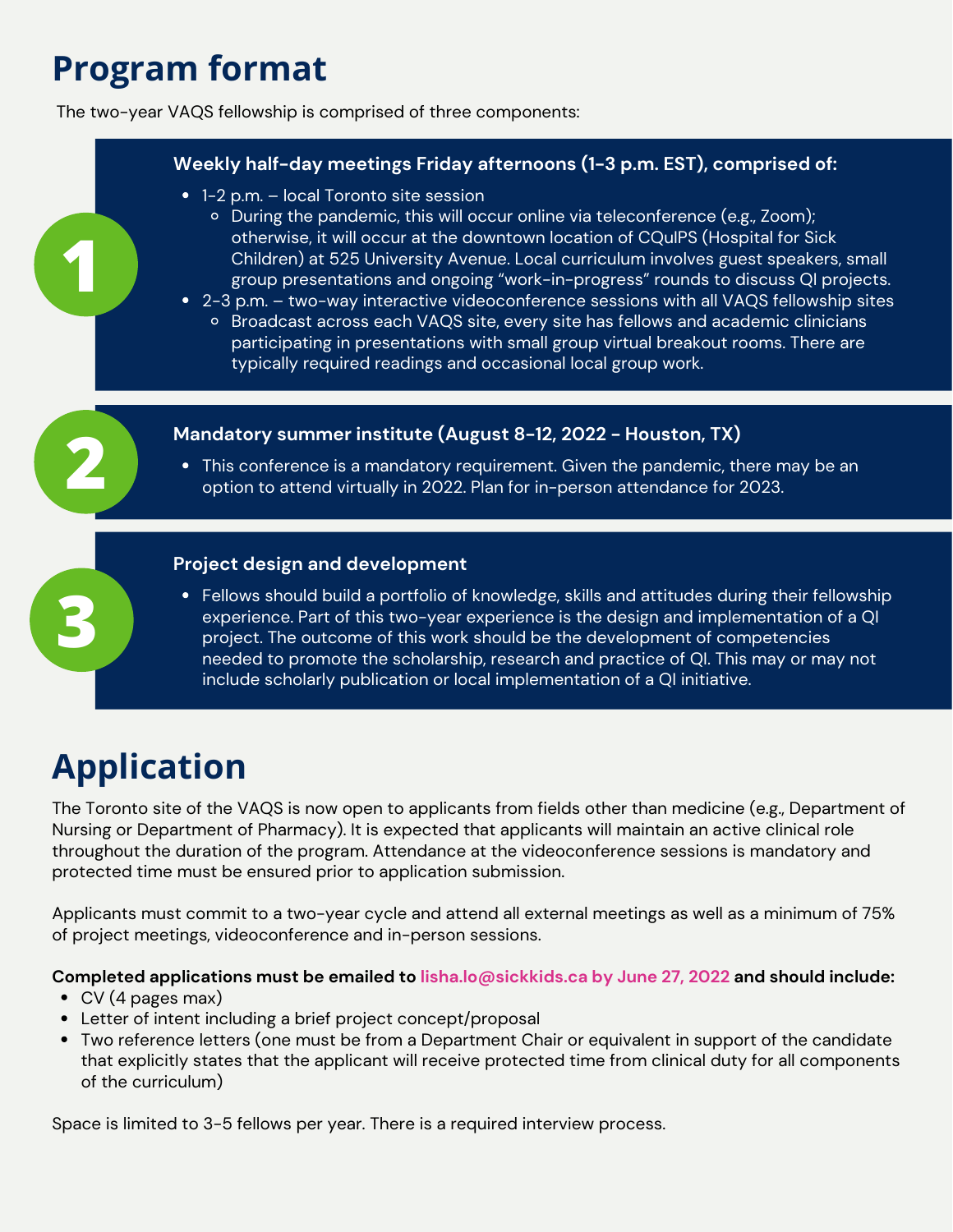# Program format

The two-year VAQS fellowship is comprised of three components:

## 1

**Weekly half-day meetings Friday afternoons (1-3 p.m. EST), comprised of:**

- 1-2 p.m. – local Toronto site session
  - During the pandemic, this will occur online via teleconference (e.g., Zoom); otherwise, it will occur at the downtown location of CQuIPS (Hospital for Sick Children) at 525 University Avenue. Local curriculum involves guest speakers, small group presentations and ongoing "work-in-progress" rounds to discuss QI projects.
- 2-3 p.m. – two-way interactive videoconference sessions with all VAQS fellowship sites
  - Broadcast across each VAQS site, every site has fellows and academic clinicians participating in presentations with small group virtual breakout rooms. There are typically required readings and occasional local group work.

## 2

**Mandatory summer institute (August 8-12, 2022 - Houston, TX)**

- This conference is a mandatory requirement. Given the pandemic, there may be an option to attend virtually in 2022. Plan for in-person attendance for 2023.

## 3

**Project design and development**

- Fellows should build a portfolio of knowledge, skills and attitudes during their fellowship experience. Part of this two-year experience is the design and implementation of a QI project. The outcome of this work should be the development of competencies needed to promote the scholarship, research and practice of QI. This may or may not include scholarly publication or local implementation of a QI initiative.

# Application

The Toronto site of the VAQS is now open to applicants from fields other than medicine (e.g., Department of Nursing or Department of Pharmacy). It is expected that applicants will maintain an active clinical role throughout the duration of the program. Attendance at the videoconference sessions is mandatory and protected time must be ensured prior to application submission.

Applicants must commit to a two-year cycle and attend all external meetings as well as a minimum of 75% of project meetings, videoconference and in-person sessions.

**Completed applications must be emailed to lisha.lo@sickkids.ca by June 27, 2022 and should include:**

- CV (4 pages max)
- Letter of intent including a brief project concept/proposal
- Two reference letters (one must be from a Department Chair or equivalent in support of the candidate that explicitly states that the applicant will receive protected time from clinical duty for all components of the curriculum)

Space is limited to 3-5 fellows per year. There is a required interview process.